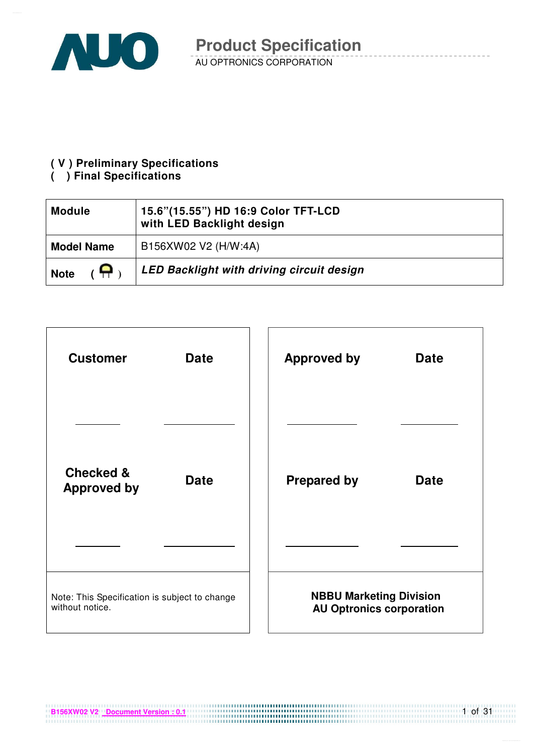# Product Specification

AU OPTRONICS CORPORATION

**( V ) Preliminary Specifications**
**(   ) Final Specifications**

| **Module** | **15.6"(15.55") HD 16:9 Color TFT-LCD with LED Backlight design** |
|---|---|
| **Model Name** | B156XW02 V2 (H/W:4A) |
| **Note** ( ) | ***LED Backlight with driving circuit design*** |

| **Customer** | **Date** | **Approved by** | **Date** |
|---|---|---|---|
| ________ | ________ | ________ | ________ |
| **Checked & Approved by** | **Date** | **Prepared by** | **Date** |
| ________ | ________ | ________ | ________ |

Note: This Specification is subject to change without notice.

**NBBU Marketing Division**
**AU Optronics corporation**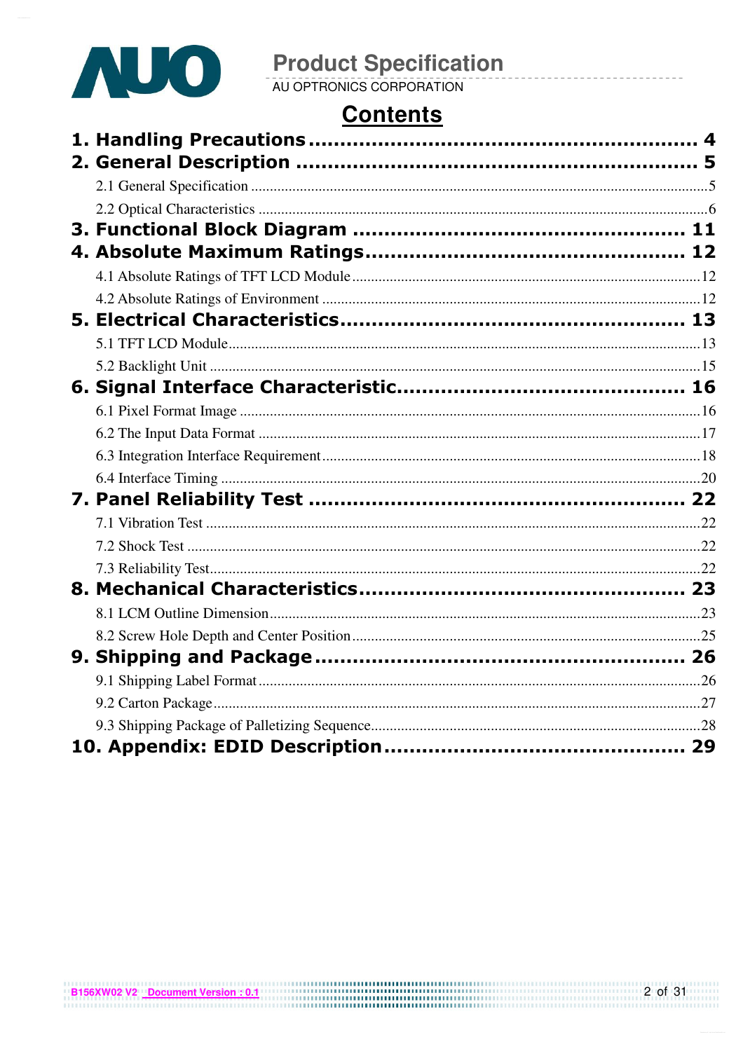# Contents

**1. Handling Precautions .............................................................. 4**

**2. General Description ............................................................... 5**

2.1 General Specification ........................................................................5

2.2 Optical Characteristics ......................................................................6

**3. Functional Block Diagram .................................................... 11**

**4. Absolute Maximum Ratings................................................. 12**

4.1 Absolute Ratings of TFT LCD Module ...........................................12

4.2 Absolute Ratings of Environment ....................................................12

**5. Electrical Characteristics..................................................... 13**

5.1 TFT LCD Module............................................................................13

5.2 Backlight Unit .................................................................................15

**6. Signal Interface Characteristic............................................ 16**

6.1 Pixel Format Image .........................................................................16

6.2 The Input Data Format ....................................................................17

6.3 Integration Interface Requirement....................................................18

6.4 Interface Timing ..............................................................................20

**7. Panel Reliability Test ........................................................... 22**

7.1 Vibration Test ..................................................................................22

7.2 Shock Test .......................................................................................22

7.3 Reliability Test.................................................................................22

**8. Mechanical Characteristics.................................................. 23**

8.1 LCM Outline Dimension..................................................................23

8.2 Screw Hole Depth and Center Position............................................25

**9. Shipping and Package......................................................... 26**

9.1 Shipping Label Format.....................................................................26

9.2 Carton Package.................................................................................27

9.3 Shipping Package of Palletizing Sequence.......................................28

**10. Appendix: EDID Description.............................................. 29**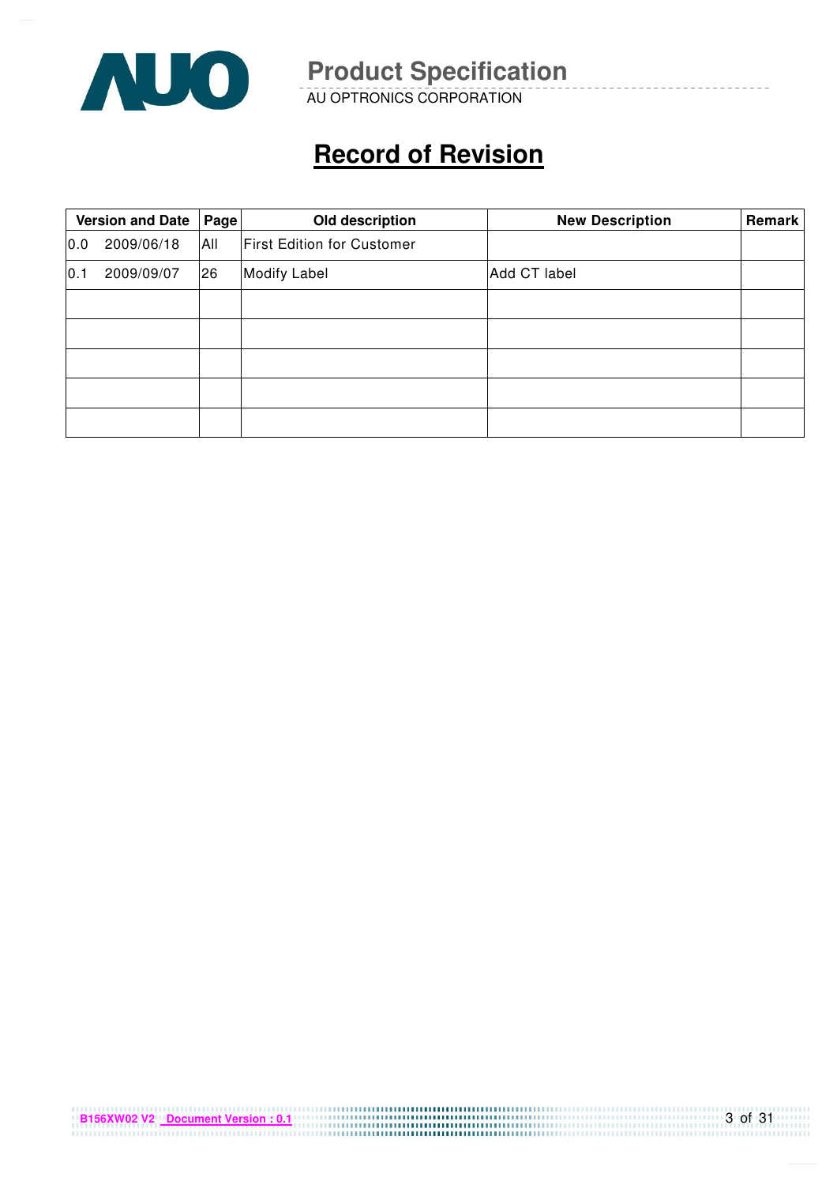# Record of Revision

| Version and Date | Page | Old description | New Description | Remark |
|---|---|---|---|---|
| 0.0 2009/06/18 | All | First Edition for Customer | | |
| 0.1 2009/09/07 | 26 | Modify Label | Add CT label | |
| | | | | |
| | | | | |
| | | | | |
| | | | | |
| | | | | |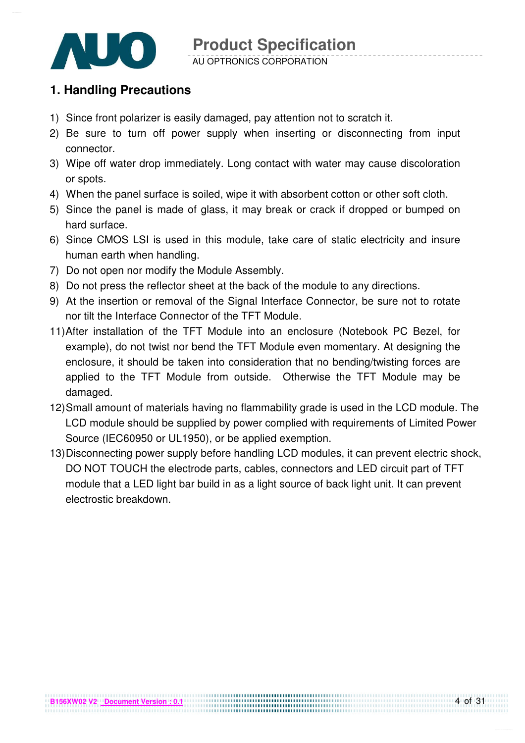## 1. Handling Precautions

1) Since front polarizer is easily damaged, pay attention not to scratch it.
2) Be sure to turn off power supply when inserting or disconnecting from input connector.
3) Wipe off water drop immediately. Long contact with water may cause discoloration or spots.
4) When the panel surface is soiled, wipe it with absorbent cotton or other soft cloth.
5) Since the panel is made of glass, it may break or crack if dropped or bumped on hard surface.
6) Since CMOS LSI is used in this module, take care of static electricity and insure human earth when handling.
7) Do not open nor modify the Module Assembly.
8) Do not press the reflector sheet at the back of the module to any directions.
9) At the insertion or removal of the Signal Interface Connector, be sure not to rotate nor tilt the Interface Connector of the TFT Module.

11) After installation of the TFT Module into an enclosure (Notebook PC Bezel, for example), do not twist nor bend the TFT Module even momentary. At designing the enclosure, it should be taken into consideration that no bending/twisting forces are applied to the TFT Module from outside. Otherwise the TFT Module may be damaged.
12) Small amount of materials having no flammability grade is used in the LCD module. The LCD module should be supplied by power complied with requirements of Limited Power Source (IEC60950 or UL1950), or be applied exemption.
13) Disconnecting power supply before handling LCD modules, it can prevent electric shock, DO NOT TOUCH the electrode parts, cables, connectors and LED circuit part of TFT module that a LED light bar build in as a light source of back light unit. It can prevent electrostic breakdown.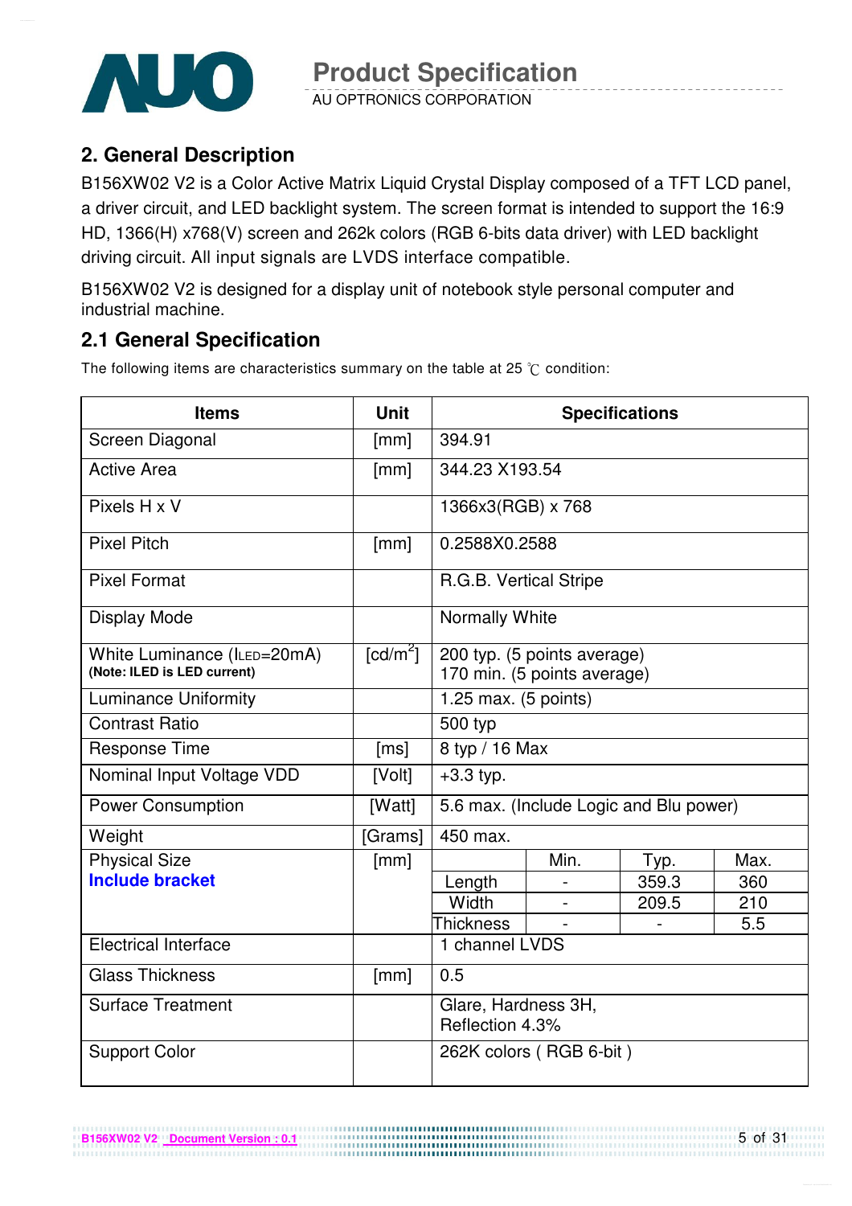## 2. General Description

B156XW02 V2 is a Color Active Matrix Liquid Crystal Display composed of a TFT LCD panel, a driver circuit, and LED backlight system. The screen format is intended to support the 16:9 HD, 1366(H) x768(V) screen and 262k colors (RGB 6-bits data driver) with LED backlight driving circuit. All input signals are LVDS interface compatible.

B156XW02 V2 is designed for a display unit of notebook style personal computer and industrial machine.

## 2.1 General Specification

The following items are characteristics summary on the table at 25 ℃ condition:

| Items | Unit | Specifications | | | |
|---|---|---|---|---|---|
| Screen Diagonal | [mm] | 394.91 | | | |
| Active Area | [mm] | 344.23 X193.54 | | | |
| Pixels H x V | | 1366x3(RGB) x 768 | | | |
| Pixel Pitch | [mm] | 0.2588X0.2588 | | | |
| Pixel Format | | R.G.B. Vertical Stripe | | | |
| Display Mode | | Normally White | | | |
| White Luminance ($I_{LED}$=20mA) **(Note: ILED is LED current)** | [cd/m$^2$] | 200 typ. (5 points average) 170 min. (5 points average) | | | |
| Luminance Uniformity | | 1.25 max. (5 points) | | | |
| Contrast Ratio | | 500 typ | | | |
| Response Time | [ms] | 8 typ / 16 Max | | | |
| Nominal Input Voltage VDD | [Volt] | +3.3 typ. | | | |
| Power Consumption | [Watt] | 5.6 max. (Include Logic and Blu power) | | | |
| Weight | [Grams] | 450 max. | | | |
| Physical Size **Include bracket** | [mm] | | Min. | Typ. | Max. |
| | | Length | - | 359.3 | 360 |
| | | Width | - | 209.5 | 210 |
| | | Thickness | - | - | 5.5 |
| Electrical Interface | | 1 channel LVDS | | | |
| Glass Thickness | [mm] | 0.5 | | | |
| Surface Treatment | | Glare, Hardness 3H, Reflection 4.3% | | | |
| Support Color | | 262K colors ( RGB 6-bit ) | | | |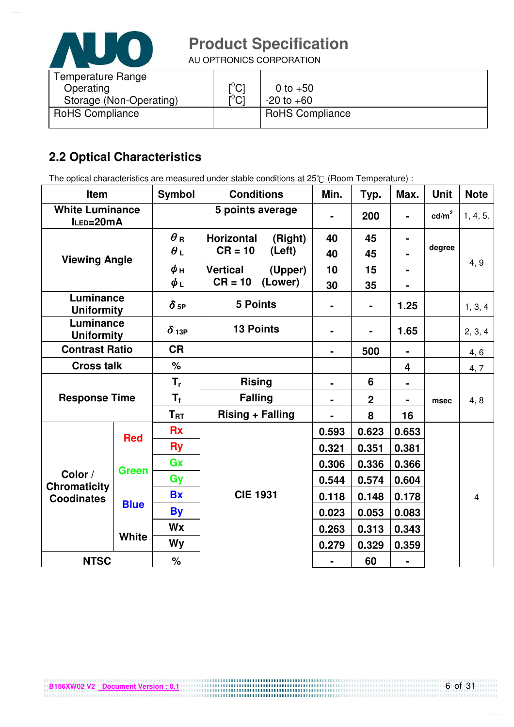| Temperature Range | | |
|---|---|---|
| Operating | [°C] | 0 to +50 |
| Storage (Non-Operating) | [°C] | -20 to +60 |
| RoHS Compliance | | RoHS Compliance |

## 2.2 Optical Characteristics

The optical characteristics are measured under stable conditions at 25℃ (Room Temperature) :

| Item | | Symbol | Conditions | Min. | Typ. | Max. | Unit | Note |
|---|---|---|---|---|---|---|---|---|
| White Luminance $I_{LED}$=20mA | | | 5 points average | - | 200 | - | cd/m² | 1, 4, 5. |
| Viewing Angle | | $\theta_R$ | Horizontal (Right) CR = 10 | 40 | 45 | - | degree | 4, 9 |
| | | $\theta_L$ | (Left) | 40 | 45 | - | | |
| | | $\phi_H$ | Vertical (Upper) CR = 10 | 10 | 15 | - | | |
| | | $\phi_L$ | (Lower) | 30 | 35 | - | | |
| Luminance Uniformity | | $\delta_{5P}$ | 5 Points | - | - | 1.25 | | 1, 3, 4 |
| Luminance Uniformity | | $\delta_{13P}$ | 13 Points | - | - | 1.65 | | 2, 3, 4 |
| Contrast Ratio | | CR | | - | 500 | - | | 4, 6 |
| Cross talk | | % | | | | 4 | | 4, 7 |
| Response Time | | $T_r$ | Rising | - | 6 | - | msec | 4, 8 |
| | | $T_f$ | Falling | - | 2 | - | | |
| | | $T_{RT}$ | Rising + Falling | - | 8 | 16 | | |
| Color / Chromaticity Coodinates | Red | Rx | CIE 1931 | 0.593 | 0.623 | 0.653 | | 4 |
| | | Ry | | 0.321 | 0.351 | 0.381 | | |
| | Green | Gx | | 0.306 | 0.336 | 0.366 | | |
| | | Gy | | 0.544 | 0.574 | 0.604 | | |
| | Blue | Bx | | 0.118 | 0.148 | 0.178 | | |
| | | By | | 0.023 | 0.053 | 0.083 | | |
| | White | Wx | | 0.263 | 0.313 | 0.343 | | |
| | | Wy | | 0.279 | 0.329 | 0.359 | | |
| NTSC | | % | | - | 60 | - | | |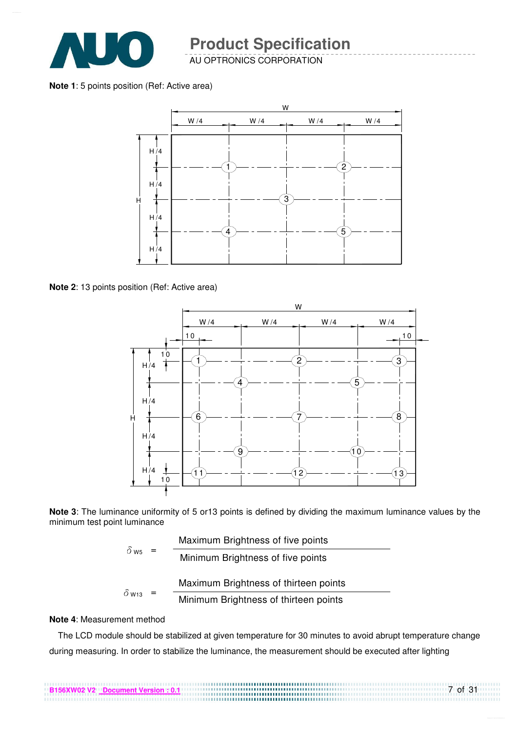**Note 1**: 5 points position (Ref: Active area)

**Note 2**: 13 points position (Ref: Active area)

**Note 3**: The luminance uniformity of 5 or13 points is defined by dividing the maximum luminance values by the minimum test point luminance

$$\delta_{W5} = \frac{\text{Maximum Brightness of five points}}{\text{Minimum Brightness of five points}}$$

$$\delta_{W13} = \frac{\text{Maximum Brightness of thirteen points}}{\text{Minimum Brightness of thirteen points}}$$

**Note 4**: Measurement method

The LCD module should be stabilized at given temperature for 30 minutes to avoid abrupt temperature change during measuring. In order to stabilize the luminance, the measurement should be executed after lighting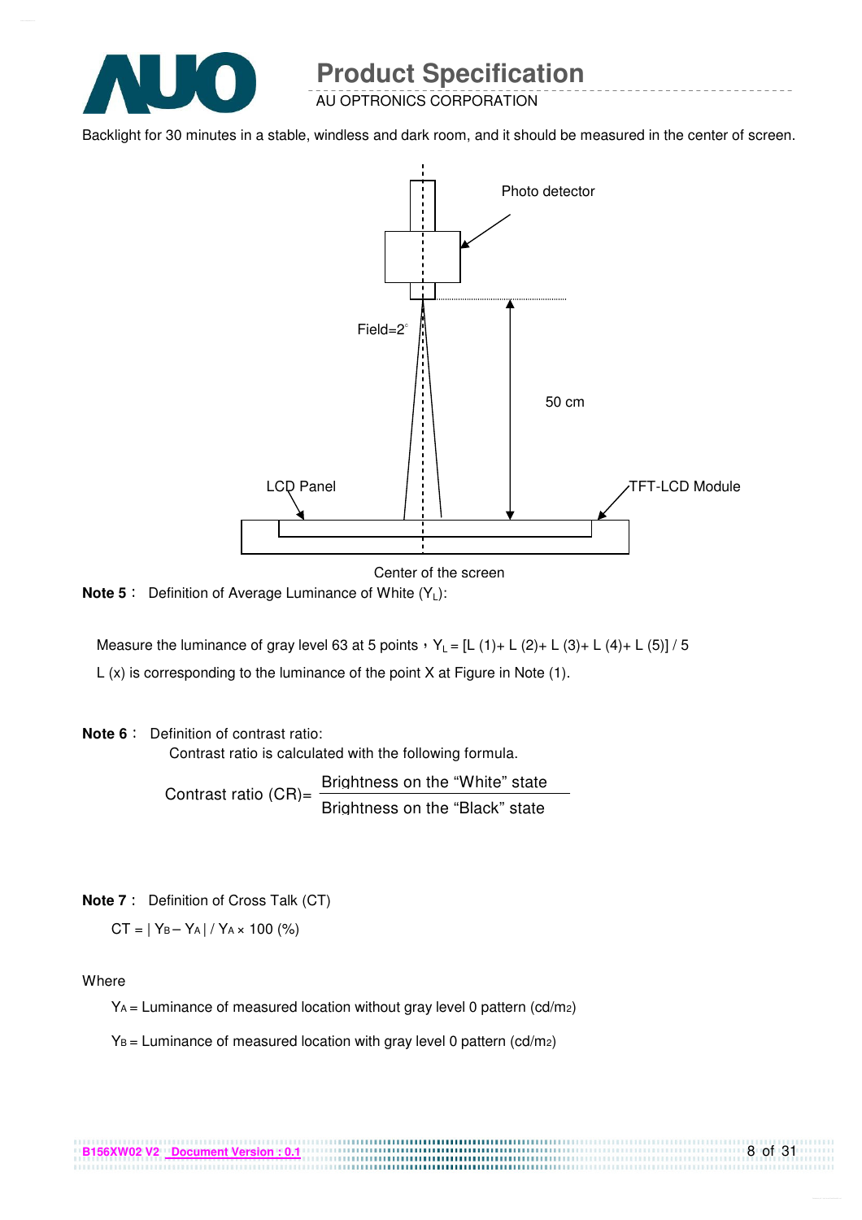Backlight for 30 minutes in a stable, windless and dark room, and it should be measured in the center of screen.

Photo detector

Field=2°

50 cm

LCD Panel

TFT-LCD Module

Center of the screen

**Note 5**： Definition of Average Luminance of White ($Y_L$):

Measure the luminance of gray level 63 at 5 points，$Y_L$ = [L (1)+ L (2)+ L (3)+ L (4)+ L (5)] / 5

L (x) is corresponding to the luminance of the point X at Figure in Note (1).

**Note 6**： Definition of contrast ratio:

Contrast ratio is calculated with the following formula.

$$\text{Contrast ratio (CR)} = \frac{\text{Brightness on the "White" state}}{\text{Brightness on the "Black" state}}$$

**Note 7**： Definition of Cross Talk (CT)

$CT = | Y_B - Y_A | / Y_A \times 100$ (%)

Where

$Y_A$ = Luminance of measured location without gray level 0 pattern (cd/m2)

$Y_B$ = Luminance of measured location with gray level 0 pattern (cd/m2)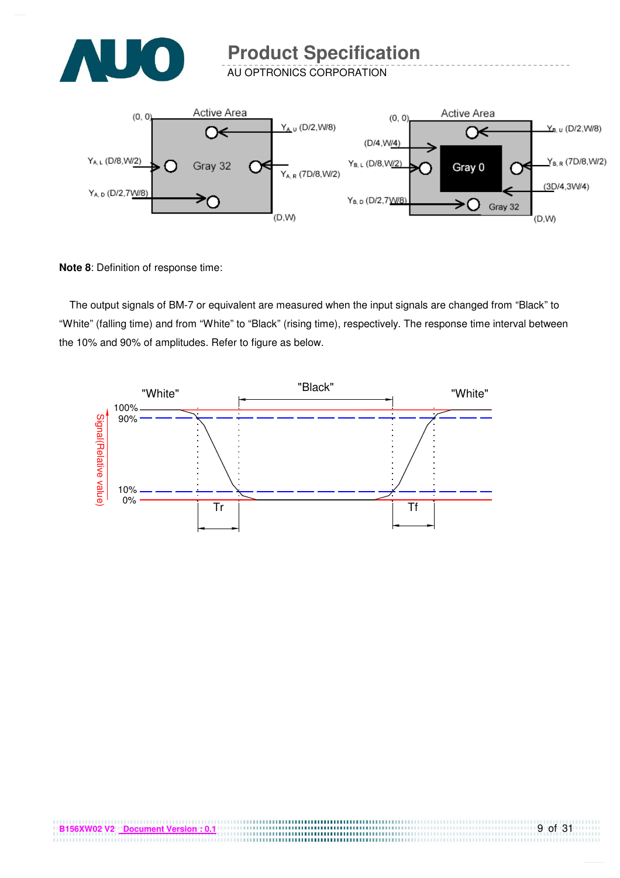**Note 8**: Definition of response time:

The output signals of BM-7 or equivalent are measured when the input signals are changed from “Black” to “White” (falling time) and from “White” to “Black” (rising time), respectively. The response time interval between the 10% and 90% of amplitudes. Refer to figure as below.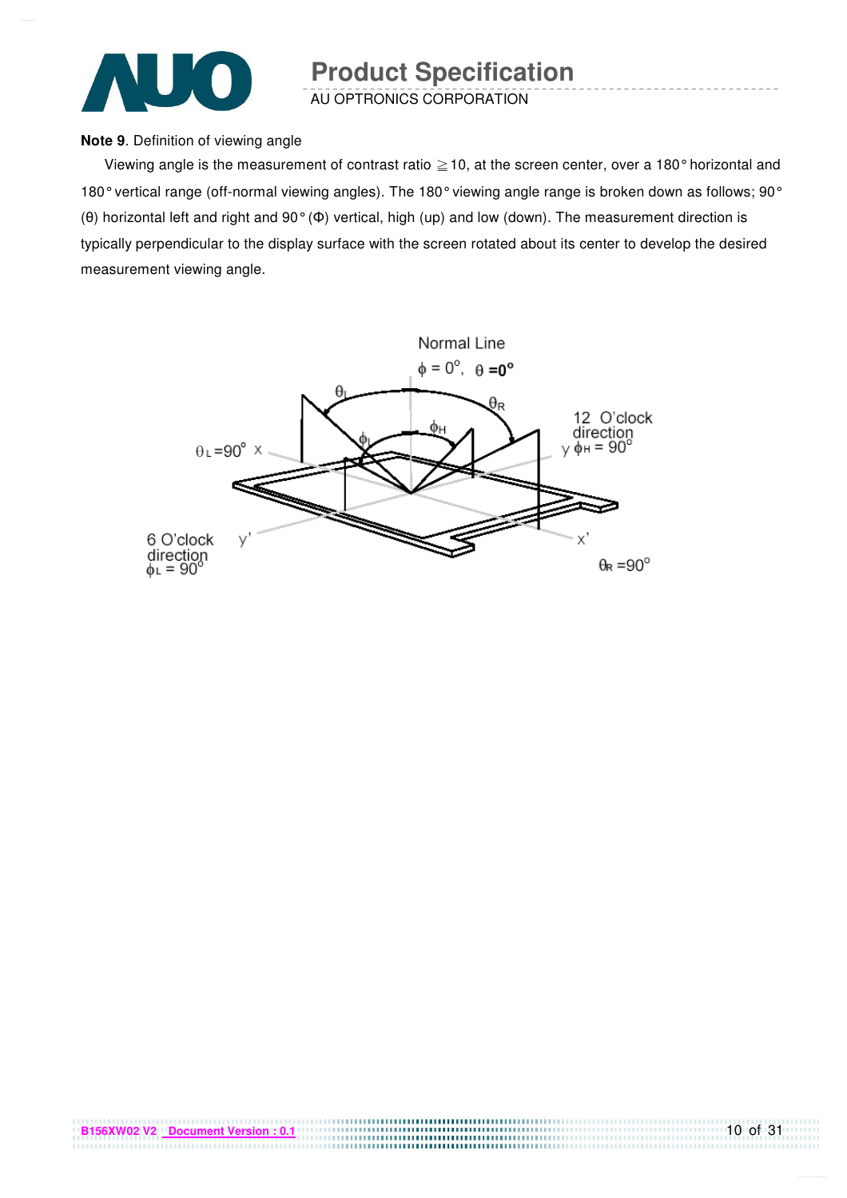**Note 9**. Definition of viewing angle

Viewing angle is the measurement of contrast ratio ≧10, at the screen center, over a 180° horizontal and 180° vertical range (off-normal viewing angles). The 180° viewing angle range is broken down as follows; 90° (θ) horizontal left and right and 90° (Φ) vertical, high (up) and low (down). The measurement direction is typically perpendicular to the display surface with the screen rotated about its center to develop the desired measurement viewing angle.

Normal Line

$\phi = 0^{o}$, $\theta = 0^{o}$

$\theta_L$ $\theta_R$ $\phi_H$ $\phi_L$

$\theta_L = 90^{o}$ x

12 O'clock direction
y $\phi_H = 90^{o}$

6 O'clock direction
$\phi_L = 90^{o}$ y'

x'

$\theta_R = 90^{o}$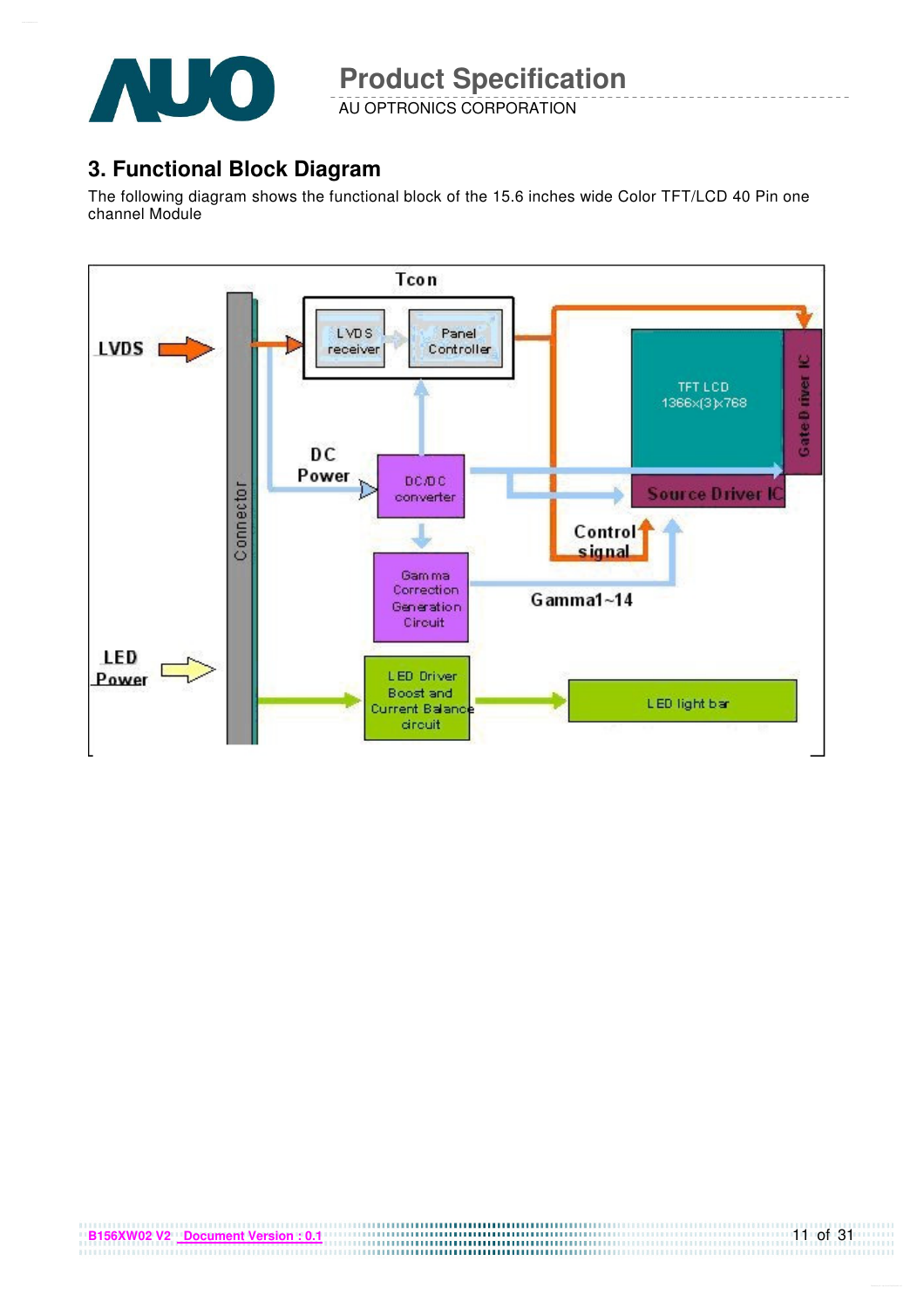## 3. Functional Block Diagram

The following diagram shows the functional block of the 15.6 inches wide Color TFT/LCD 40 Pin one channel Module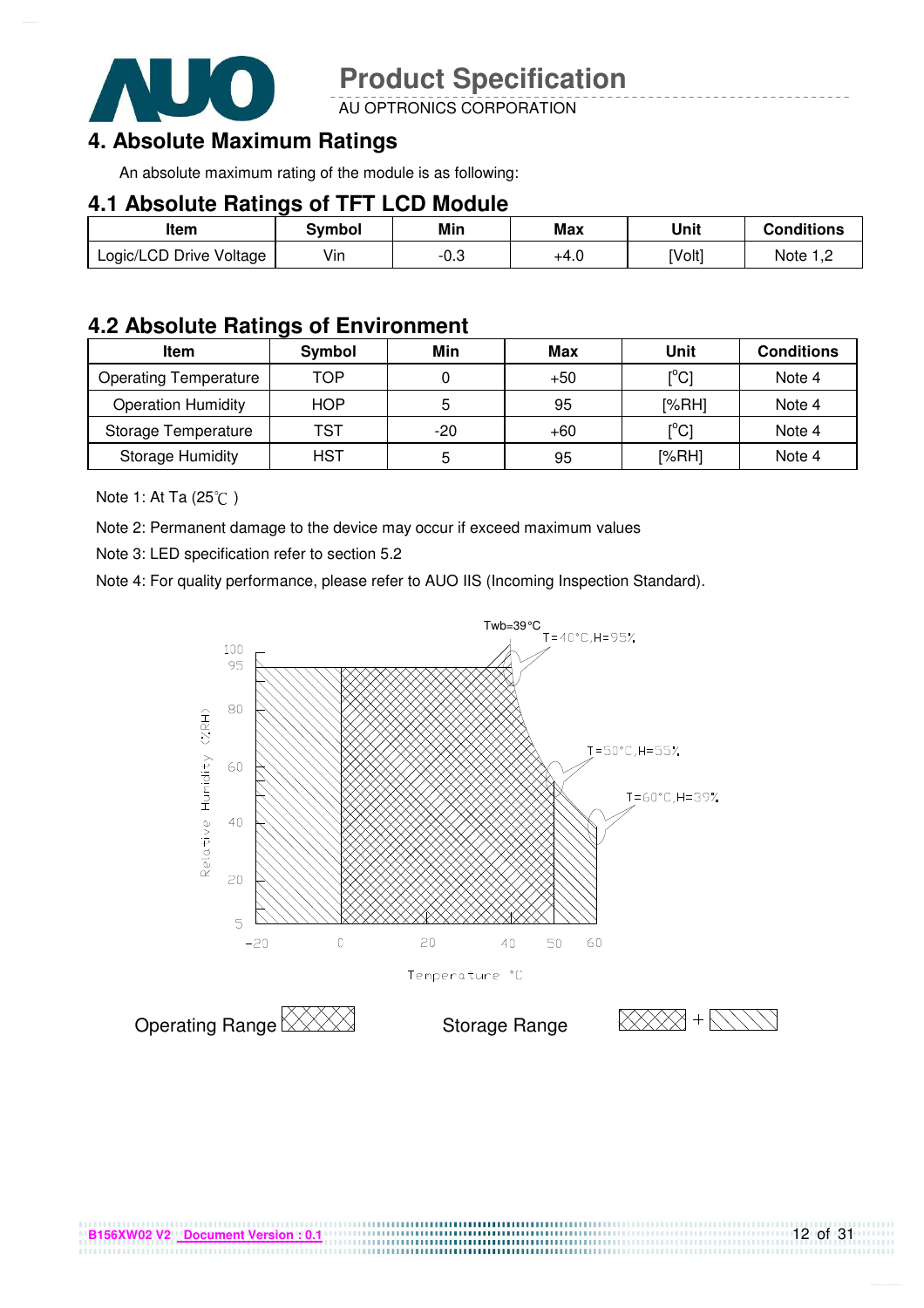## 4. Absolute Maximum Ratings

An absolute maximum rating of the module is as following:

### 4.1 Absolute Ratings of TFT LCD Module

| Item | Symbol | Min | Max | Unit | Conditions |
|---|---|---|---|---|---|
| Logic/LCD Drive Voltage | Vin | -0.3 | +4.0 | [Volt] | Note 1,2 |

### 4.2 Absolute Ratings of Environment

| Item | Symbol | Min | Max | Unit | Conditions |
|---|---|---|---|---|---|
| Operating Temperature | TOP | 0 | +50 | [°C] | Note 4 |
| Operation Humidity | HOP | 5 | 95 | [%RH] | Note 4 |
| Storage Temperature | TST | -20 | +60 | [°C] | Note 4 |
| Storage Humidity | HST | 5 | 95 | [%RH] | Note 4 |

Note 1: At Ta (25℃ )

Note 2: Permanent damage to the device may occur if exceed maximum values

Note 3: LED specification refer to section 5.2

Note 4: For quality performance, please refer to AUO IIS (Incoming Inspection Standard).

Twb=39°C

T=40°C,H=95%

T=50°C,H=55%

T=60°C,H=39%

Relative Humidity (%RH)

Temperature °C

Operating Range

Storage Range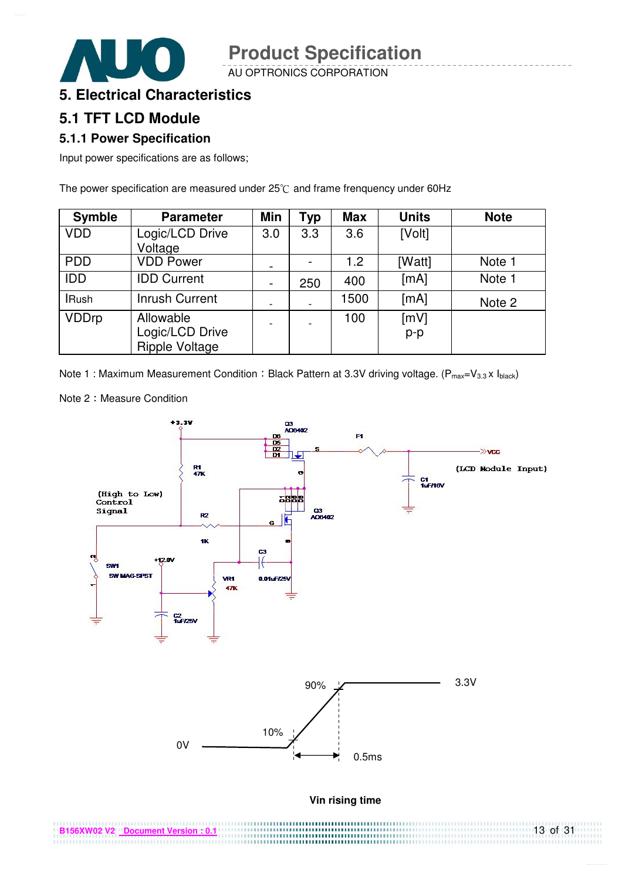# 5. Electrical Characteristics

## 5.1 TFT LCD Module

### 5.1.1 Power Specification

Input power specifications are as follows;

The power specification are measured under 25℃ and frame frenquency under 60Hz

| Symble | Parameter | Min | Typ | Max | Units | Note |
|---|---|---|---|---|---|---|
| VDD | Logic/LCD Drive Voltage | 3.0 | 3.3 | 3.6 | [Volt] | |
| PDD | VDD Power | - | - | 1.2 | [Watt] | Note 1 |
| IDD | IDD Current | - | 250 | 400 | [mA] | Note 1 |
| IRush | Inrush Current | - | - | 1500 | [mA] | Note 2 |
| VDDrp | Allowable Logic/LCD Drive Ripple Voltage | - | - | 100 | [mV] p-p | |

Note 1 : Maximum Measurement Condition：Black Pattern at 3.3V driving voltage. ($P_{max}$=$V_{3.3}$ x $I_{black}$)

Note 2：Measure Condition

+3.3V, Q3 AO6402, D6, D5, D2, D1, S, F1, VCC, (LCD Module Input), R1 47K, G, C1 1uF/16V, (High to Low) Control Signal, R2 1K, Q3 AO6402, C3 0.01uF/25V, SW1 SW MAG-SPST, +12.0V, VR1 47K, C2 1uF/25V

90%, 3.3V, 10%, 0V, 0.5ms

**Vin rising time**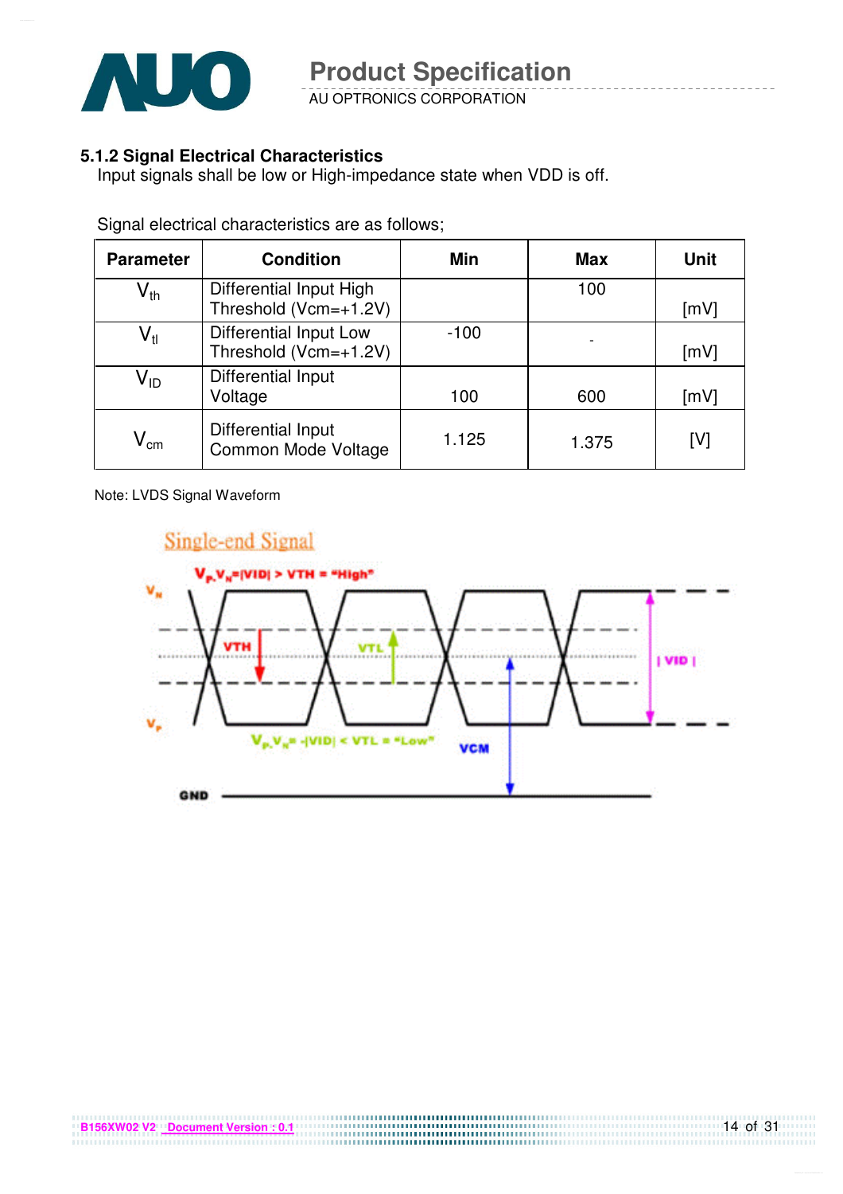### 5.1.2 Signal Electrical Characteristics

Input signals shall be low or High-impedance state when VDD is off.

Signal electrical characteristics are as follows;

| Parameter | Condition | Min | Max | Unit |
|---|---|---|---|---|
| $V_{th}$ | Differential Input High Threshold (Vcm=+1.2V) | | 100 | [mV] |
| $V_{tl}$ | Differential Input Low Threshold (Vcm=+1.2V) | -100 | - | [mV] |
| $V_{ID}$ | Differential Input Voltage | 100 | 600 | [mV] |
| $V_{cm}$ | Differential Input Common Mode Voltage | 1.125 | 1.375 | [V] |

Note: LVDS Signal Waveform

Single-end Signal

$V_P$-$V_N$=|VID| > VTH = "High"

$V_P$-$V_N$= -|VID| < VTL = "Low"

$V_N$, $V_P$, VTH, VTL, VCM, | VID |, GND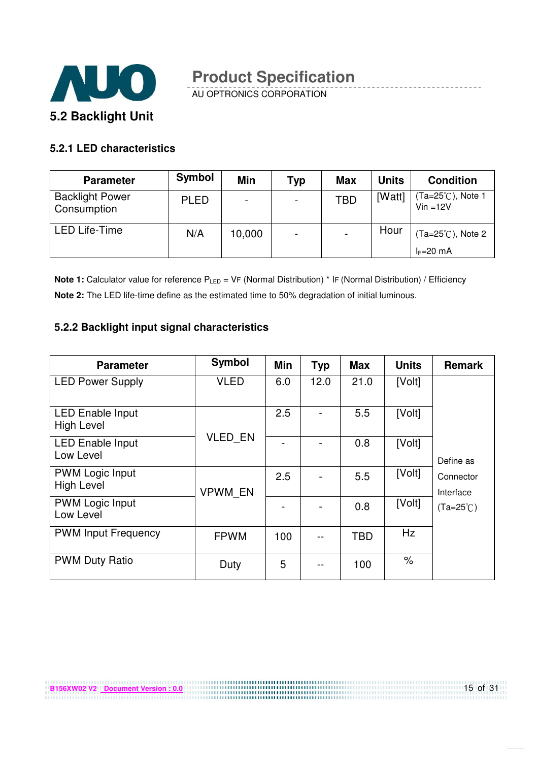## 5.2 Backlight Unit

### 5.2.1 LED characteristics

| Parameter | Symbol | Min | Typ | Max | Units | Condition |
|---|---|---|---|---|---|---|
| Backlight Power Consumption | PLED | - | - | TBD | [Watt] | (Ta=25℃), Note 1 Vin =12V |
| LED Life-Time | N/A | 10,000 | - | - | Hour | (Ta=25℃), Note 2 $I_F$=20 mA |

**Note 1:** Calculator value for reference $P_{LED}$ = VF (Normal Distribution) * IF (Normal Distribution) / Efficiency

**Note 2:** The LED life-time define as the estimated time to 50% degradation of initial luminous.

### 5.2.2 Backlight input signal characteristics

| Parameter | Symbol | Min | Typ | Max | Units | Remark |
|---|---|---|---|---|---|---|
| LED Power Supply | VLED | 6.0 | 12.0 | 21.0 | [Volt] | Define as Connector Interface (Ta=25℃) |
| LED Enable Input High Level | VLED_EN | 2.5 | - | 5.5 | [Volt] | |
| LED Enable Input Low Level | | - | - | 0.8 | [Volt] | |
| PWM Logic Input High Level | VPWM_EN | 2.5 | - | 5.5 | [Volt] | |
| PWM Logic Input Low Level | | - | - | 0.8 | [Volt] | |
| PWM Input Frequency | FPWM | 100 | -- | TBD | Hz | |
| PWM Duty Ratio | Duty | 5 | -- | 100 | % | |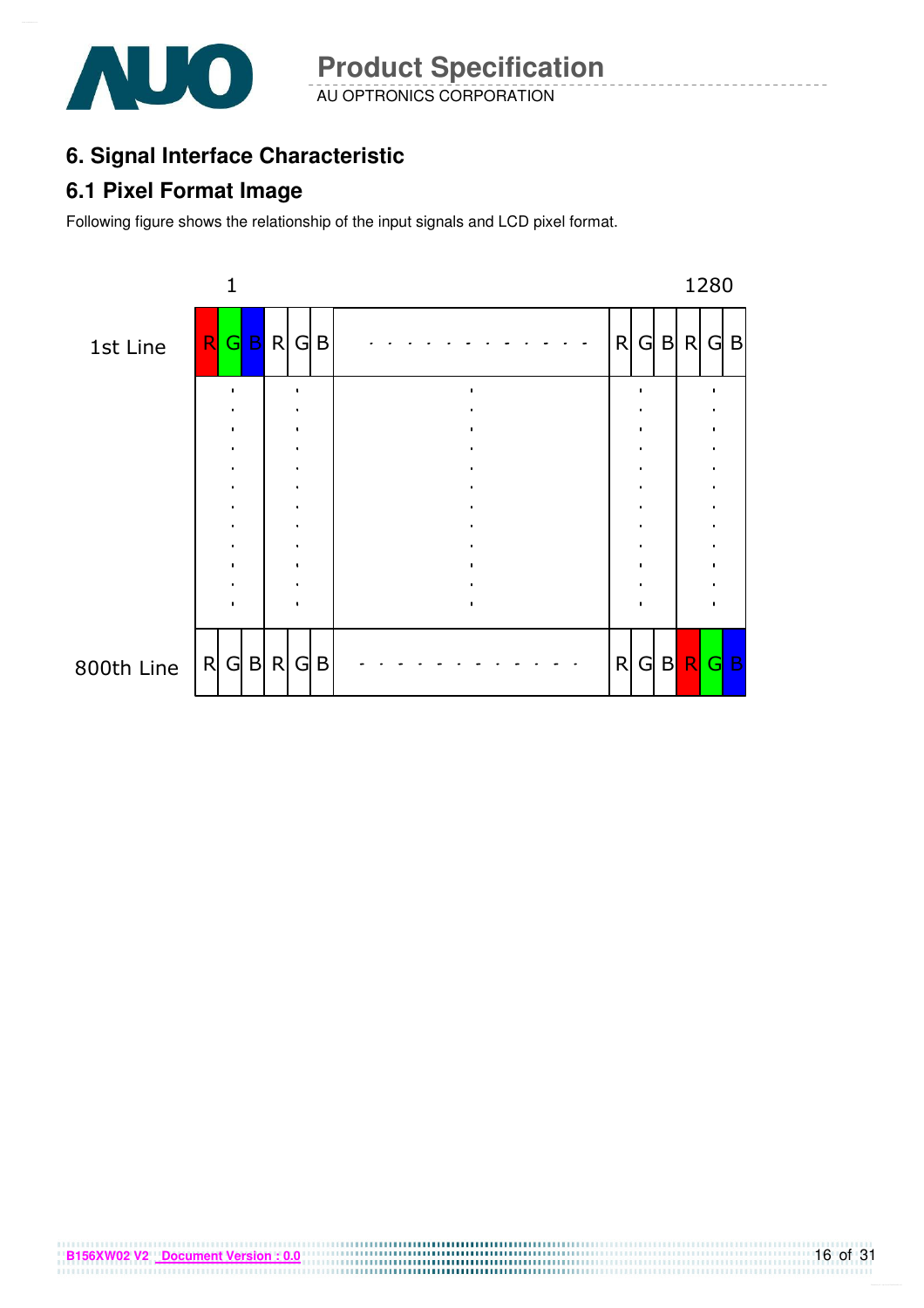## 6. Signal Interface Characteristic

### 6.1 Pixel Format Image

Following figure shows the relationship of the input signals and LCD pixel format.

|  | 1 |  |  |  |  |  |  |  |  |  | 1280 |  |
|---|---|---|---|---|---|---|---|---|---|---|---|---|
| 1st Line | R | G | B | R | G | B | · · · · · · · · · · · | R | G | B | R | G | B |
|  | · |  | · |  | · |  | · |  | · |  |  |  |
| 800th Line | R | G | B | R | G | B | · · · · · · · · · · · | R | G | B | R | G | B |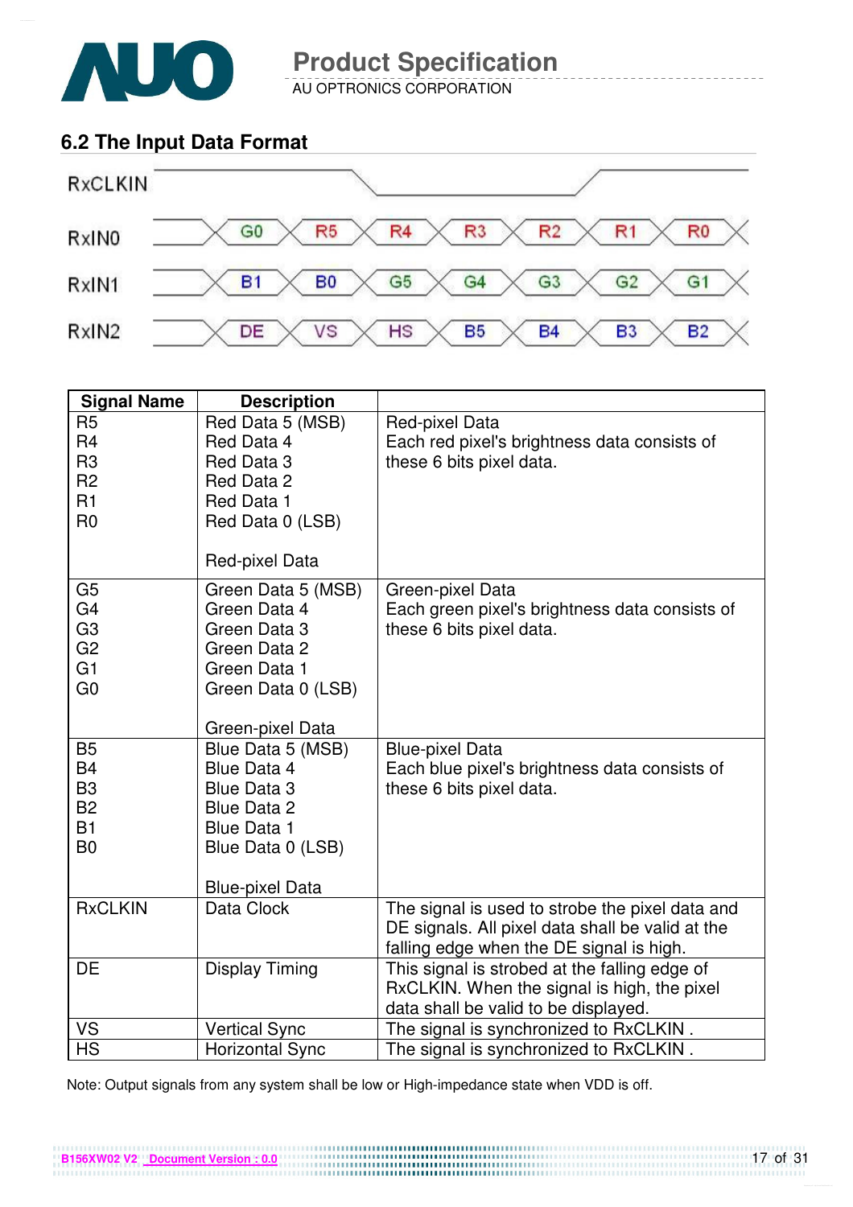## 6.2 The Input Data Format

RxCLKIN

| RxIN0 | G0 | R5 | R4 | R3 | R2 | R1 | R0 |
|---|---|---|---|---|---|---|---|
| RxIN1 | B1 | B0 | G5 | G4 | G3 | G2 | G1 |
| RxIN2 | DE | VS | HS | B5 | B4 | B3 | B2 |

| Signal Name | Description | |
|---|---|---|
| R5<br>R4<br>R3<br>R2<br>R1<br>R0 | Red Data 5 (MSB)<br>Red Data 4<br>Red Data 3<br>Red Data 2<br>Red Data 1<br>Red Data 0 (LSB)<br><br>Red-pixel Data | Red-pixel Data<br>Each red pixel's brightness data consists of these 6 bits pixel data. |
| G5<br>G4<br>G3<br>G2<br>G1<br>G0 | Green Data 5 (MSB)<br>Green Data 4<br>Green Data 3<br>Green Data 2<br>Green Data 1<br>Green Data 0 (LSB)<br><br>Green-pixel Data | Green-pixel Data<br>Each green pixel's brightness data consists of these 6 bits pixel data. |
| B5<br>B4<br>B3<br>B2<br>B1<br>B0 | Blue Data 5 (MSB)<br>Blue Data 4<br>Blue Data 3<br>Blue Data 2<br>Blue Data 1<br>Blue Data 0 (LSB)<br><br>Blue-pixel Data | Blue-pixel Data<br>Each blue pixel's brightness data consists of these 6 bits pixel data. |
| RxCLKIN | Data Clock | The signal is used to strobe the pixel data and DE signals. All pixel data shall be valid at the falling edge when the DE signal is high. |
| DE | Display Timing | This signal is strobed at the falling edge of RxCLKIN. When the signal is high, the pixel data shall be valid to be displayed. |
| VS | Vertical Sync | The signal is synchronized to RxCLKIN . |
| HS | Horizontal Sync | The signal is synchronized to RxCLKIN . |

Note: Output signals from any system shall be low or High-impedance state when VDD is off.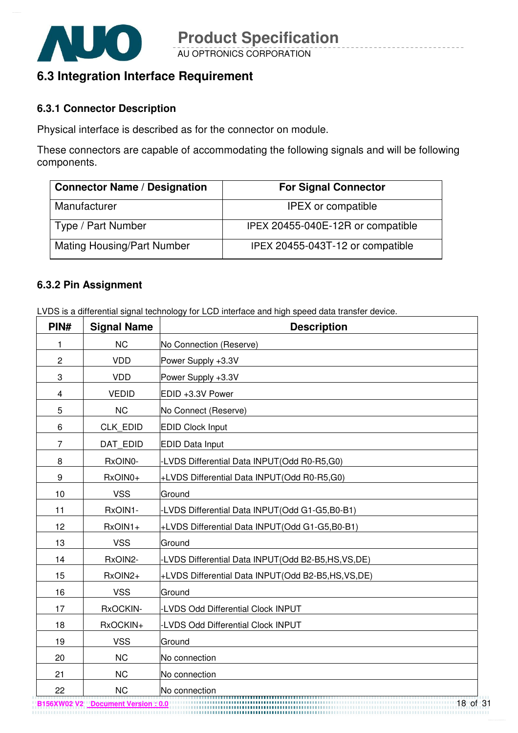## 6.3 Integration Interface Requirement

### 6.3.1 Connector Description

Physical interface is described as for the connector on module.

These connectors are capable of accommodating the following signals and will be following components.

| Connector Name / Designation | For Signal Connector |
|---|---|
| Manufacturer | IPEX or compatible |
| Type / Part Number | IPEX 20455-040E-12R or compatible |
| Mating Housing/Part Number | IPEX 20455-043T-12 or compatible |

### 6.3.2 Pin Assignment

LVDS is a differential signal technology for LCD interface and high speed data transfer device.

| PIN# | Signal Name | Description |
|---|---|---|
| 1 | NC | No Connection (Reserve) |
| 2 | VDD | Power Supply +3.3V |
| 3 | VDD | Power Supply +3.3V |
| 4 | VEDID | EDID +3.3V Power |
| 5 | NC | No Connect (Reserve) |
| 6 | CLK_EDID | EDID Clock Input |
| 7 | DAT_EDID | EDID Data Input |
| 8 | RxOIN0- | -LVDS Differential Data INPUT(Odd R0-R5,G0) |
| 9 | RxOIN0+ | +LVDS Differential Data INPUT(Odd R0-R5,G0) |
| 10 | VSS | Ground |
| 11 | RxOIN1- | -LVDS Differential Data INPUT(Odd G1-G5,B0-B1) |
| 12 | RxOIN1+ | +LVDS Differential Data INPUT(Odd G1-G5,B0-B1) |
| 13 | VSS | Ground |
| 14 | RxOIN2- | -LVDS Differential Data INPUT(Odd B2-B5,HS,VS,DE) |
| 15 | RxOIN2+ | +LVDS Differential Data INPUT(Odd B2-B5,HS,VS,DE) |
| 16 | VSS | Ground |
| 17 | RxOCKIN- | -LVDS Odd Differential Clock INPUT |
| 18 | RxOCKIN+ | -LVDS Odd Differential Clock INPUT |
| 19 | VSS | Ground |
| 20 | NC | No connection |
| 21 | NC | No connection |
| 22 | NC | No connection |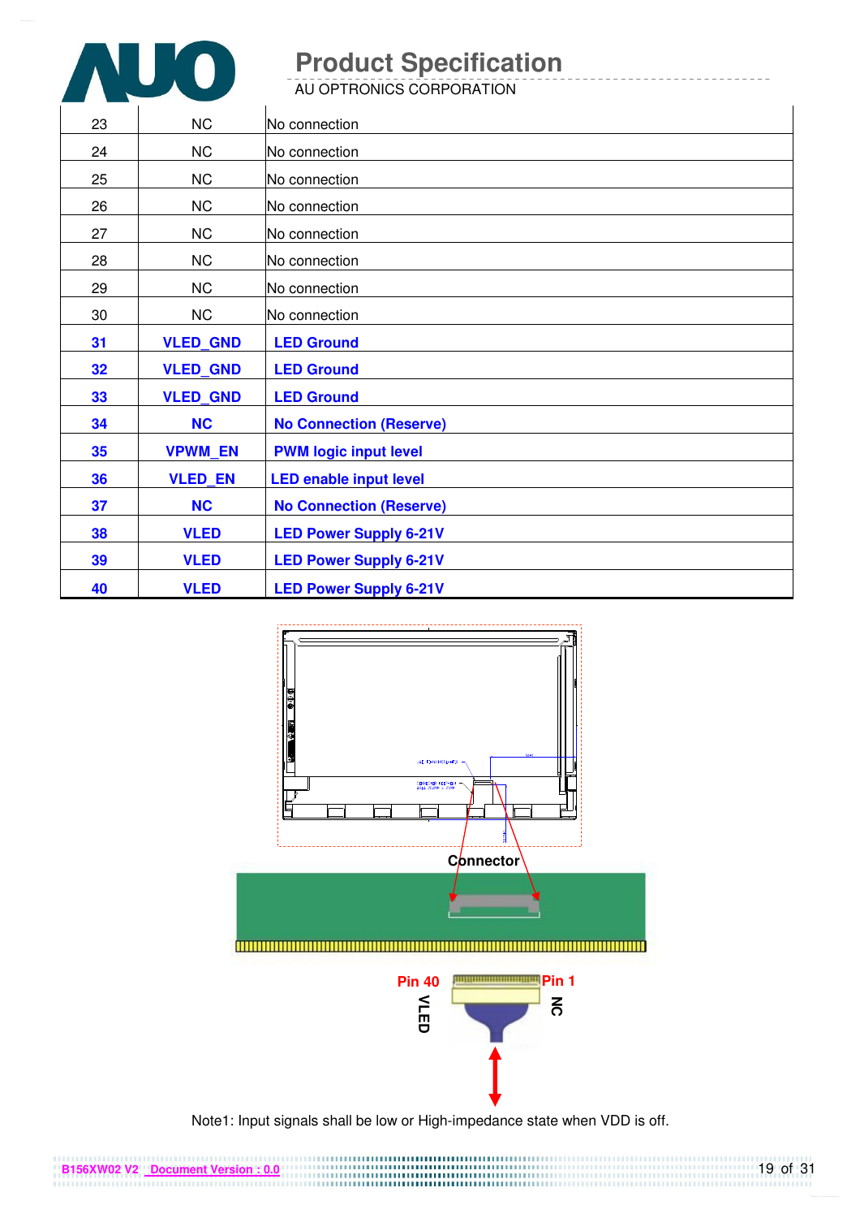| 23 | NC | No connection |
|---|---|---|
| 24 | NC | No connection |
| 25 | NC | No connection |
| 26 | NC | No connection |
| 27 | NC | No connection |
| 28 | NC | No connection |
| 29 | NC | No connection |
| 30 | NC | No connection |
| **31** | **VLED_GND** | **LED Ground** |
| **32** | **VLED_GND** | **LED Ground** |
| **33** | **VLED_GND** | **LED Ground** |
| **34** | **NC** | **No Connection (Reserve)** |
| **35** | **VPWM_EN** | **PWM logic input level** |
| **36** | **VLED_EN** | **LED enable input level** |
| **37** | **NC** | **No Connection (Reserve)** |
| **38** | **VLED** | **LED Power Supply 6-21V** |
| **39** | **VLED** | **LED Power Supply 6-21V** |
| **40** | **VLED** | **LED Power Supply 6-21V** |

Connector

Pin 40 VLED Pin 1 NC

Note1: Input signals shall be low or High-impedance state when VDD is off.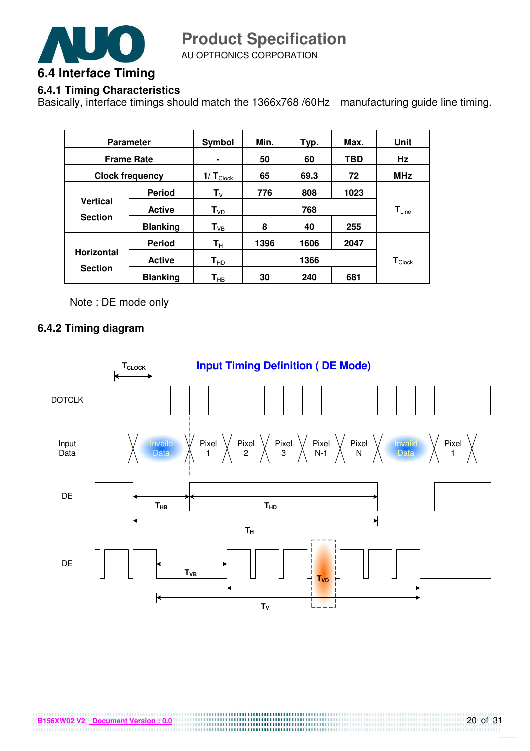## 6.4 Interface Timing

### 6.4.1 Timing Characteristics

Basically, interface timings should match the 1366x768 /60Hz manufacturing guide line timing.

| Parameter | | Symbol | Min. | Typ. | Max. | Unit |
|---|---|---|---|---|---|---|
| Frame Rate | | - | 50 | 60 | TBD | Hz |
| Clock frequency | | $1/T_{Clock}$ | 65 | 69.3 | 72 | MHz |
| Vertical Section | Period | $T_V$ | 776 | 808 | 1023 | $T_{Line}$ |
| | Active | $T_{VD}$ | | 768 | | |
| | Blanking | $T_{VB}$ | 8 | 40 | 255 | |
| Horizontal Section | Period | $T_H$ | 1396 | 1606 | 2047 | $T_{Clock}$ |
| | Active | $T_{HD}$ | | 1366 | | |
| | Blanking | $T_{HB}$ | 30 | 240 | 681 | |

Note : DE mode only

### 6.4.2 Timing diagram

**Input Timing Definition ( DE Mode)**

$T_{CLOCK}$

DOTCLK

Input Data: Invaild Data | Pixel 1 | Pixel 2 | Pixel 3 | Pixel N-1 | Pixel N | Invaild Data | Pixel 1

DE: $T_{HB}$, $T_{HD}$, $T_H$

DE: $T_{VB}$, $T_{VD}$, $T_V$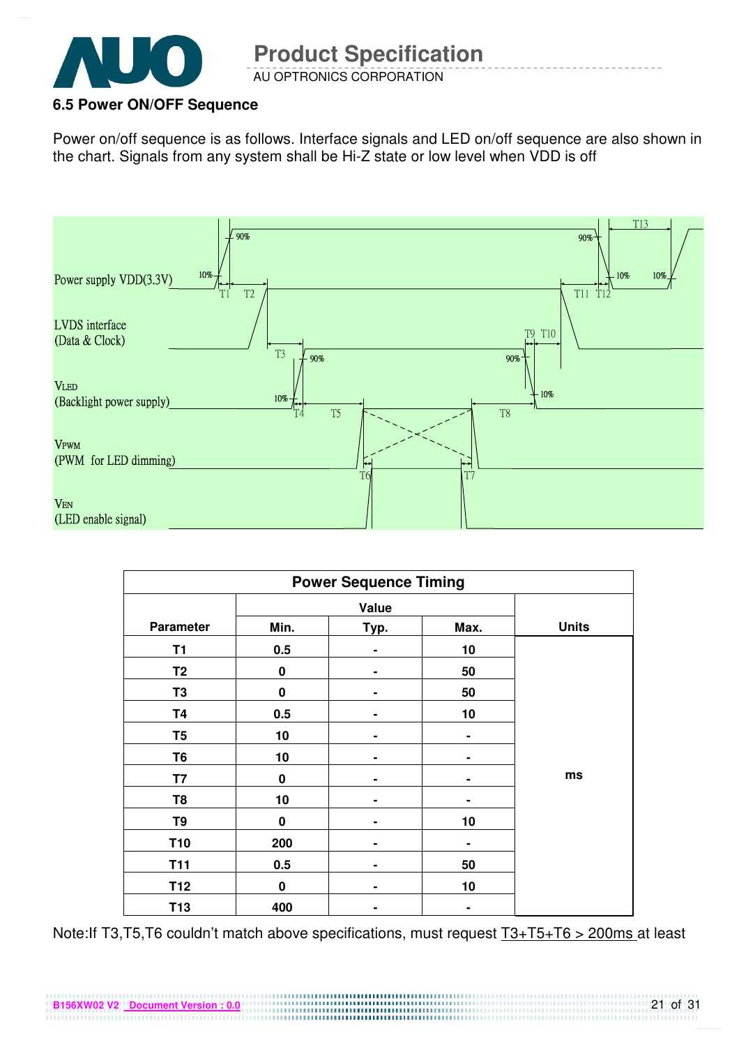### 6.5 Power ON/OFF Sequence

Power on/off sequence is as follows. Interface signals and LED on/off sequence are also shown in the chart. Signals from any system shall be Hi-Z state or low level when VDD is off

Power supply VDD(3.3V)

LVDS interface (Data & Clock)

VLED (Backlight power supply)

VPWM (PWM for LED dimming)

VEN (LED enable signal)

| Power Sequence Timing | | | | |
|---|---|---|---|---|
| Parameter | Value | | | Units |
| | Min. | Typ. | Max. | |
| T1 | 0.5 | - | 10 | ms |
| T2 | 0 | - | 50 | |
| T3 | 0 | - | 50 | |
| T4 | 0.5 | - | 10 | |
| T5 | 10 | - | - | |
| T6 | 10 | - | - | |
| T7 | 0 | - | - | |
| T8 | 10 | - | - | |
| T9 | 0 | - | 10 | |
| T10 | 200 | - | - | |
| T11 | 0.5 | - | 50 | |
| T12 | 0 | - | 10 | |
| T13 | 400 | - | - | |

Note:If T3,T5,T6 couldn't match above specifications, must request T3+T5+T6 > 200ms at least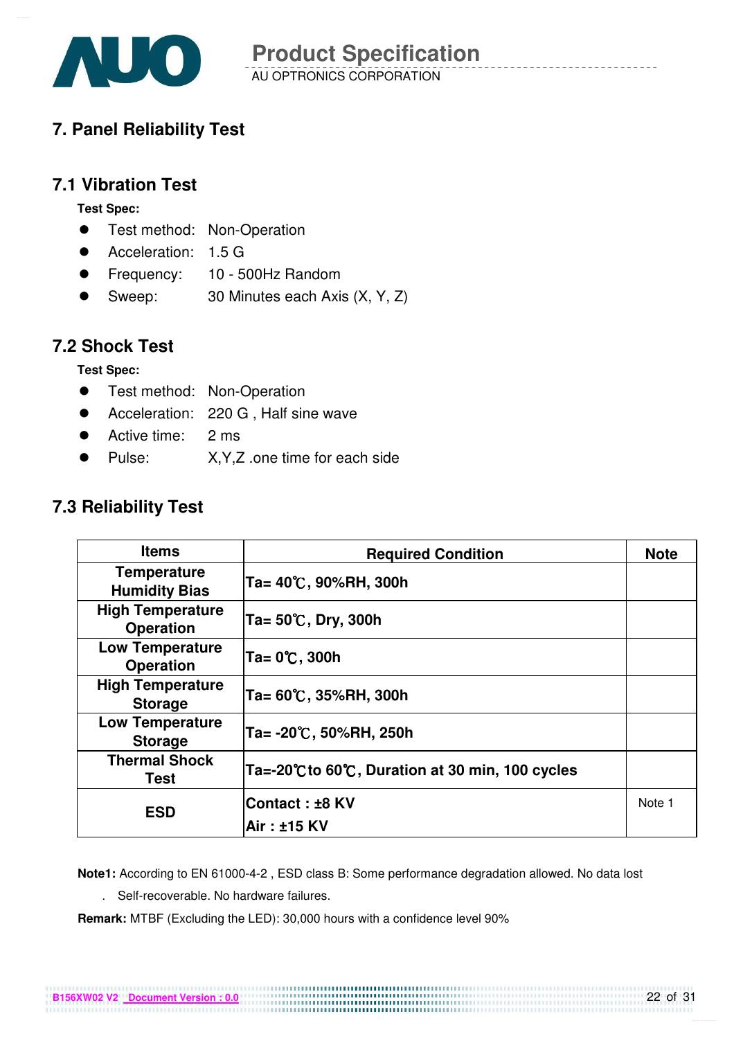# 7. Panel Reliability Test

## 7.1 Vibration Test

**Test Spec:**

- Test method: Non-Operation
- Acceleration: 1.5 G
- Frequency: 10 - 500Hz Random
- Sweep: 30 Minutes each Axis (X, Y, Z)

## 7.2 Shock Test

**Test Spec:**

- Test method: Non-Operation
- Acceleration: 220 G , Half sine wave
- Active time: 2 ms
- Pulse: X,Y,Z .one time for each side

## 7.3 Reliability Test

| Items | Required Condition | Note |
|---|---|---|
| Temperature Humidity Bias | Ta= 40℃, 90%RH, 300h | |
| High Temperature Operation | Ta= 50℃, Dry, 300h | |
| Low Temperature Operation | Ta= 0℃, 300h | |
| High Temperature Storage | Ta= 60℃, 35%RH, 300h | |
| Low Temperature Storage | Ta= -20℃, 50%RH, 250h | |
| Thermal Shock Test | Ta=-20℃to 60℃, Duration at 30 min, 100 cycles | |
| ESD | Contact : ±8 KV<br>Air : ±15 KV | Note 1 |

**Note1:** According to EN 61000-4-2 , ESD class B: Some performance degradation allowed. No data lost

. Self-recoverable. No hardware failures.

**Remark:** MTBF (Excluding the LED): 30,000 hours with a confidence level 90%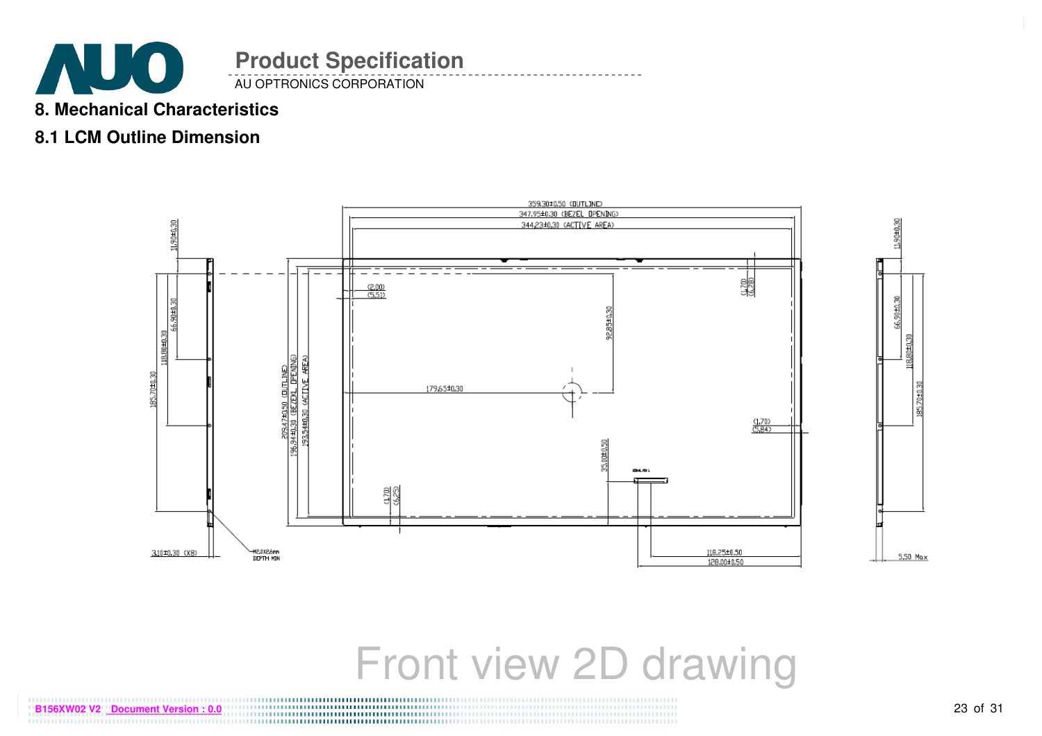## 8. Mechanical Characteristics

### 8.1 LCM Outline Dimension

359.30±0.50 (OUTLINE)
347.95±0.30 (BEZEL OPENING)
344.23±0.30 (ACTIVE AREA)

209.47±0.50 (OUTLINE)
196.94±0.30 (BEZEL OPENING)
193.54±0.30 (ACTIVE AREA)

(2.00)
(5.51)

(1.70)
(6.28)

(1.70)
(5.84)

(1.70)
(6.25)

179.65±0.30

92.85±0.30

35.00±0.50

118.25±0.50
128.00±0.50

11.90±0.30
66.90±0.30
118.80±0.30
185.70±0.30

3.10±0.30 (X8)

M2.0X2.6mm
DEPTH MIN

5.50 Max

Front view 2D drawing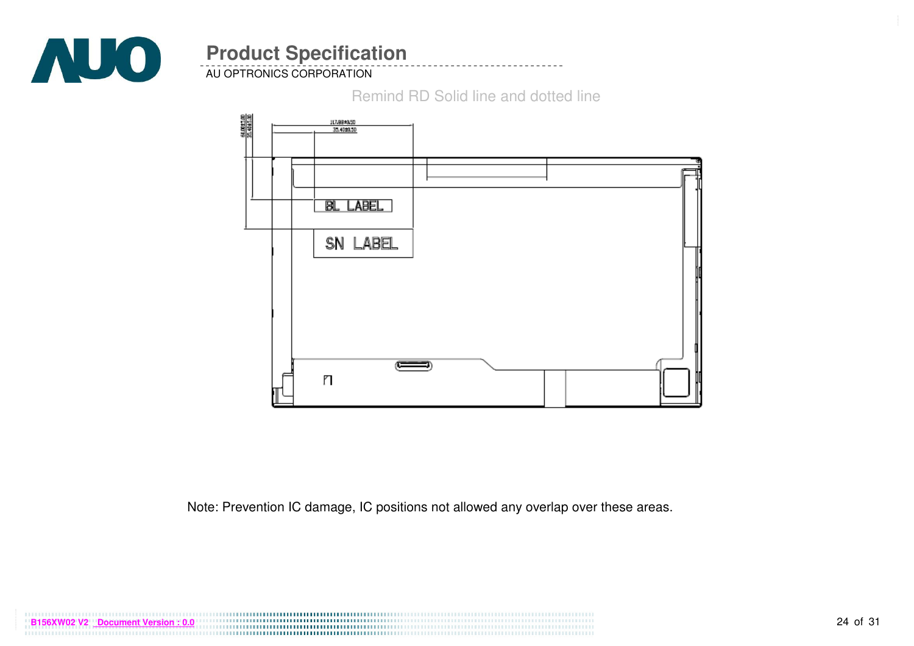Remind RD Solid line and dotted line

117.88±0.50

35.40±0.50

64.00±5.00

35.40±5.00

BL LABEL

SN LABEL

Note: Prevention IC damage, IC positions not allowed any overlap over these areas.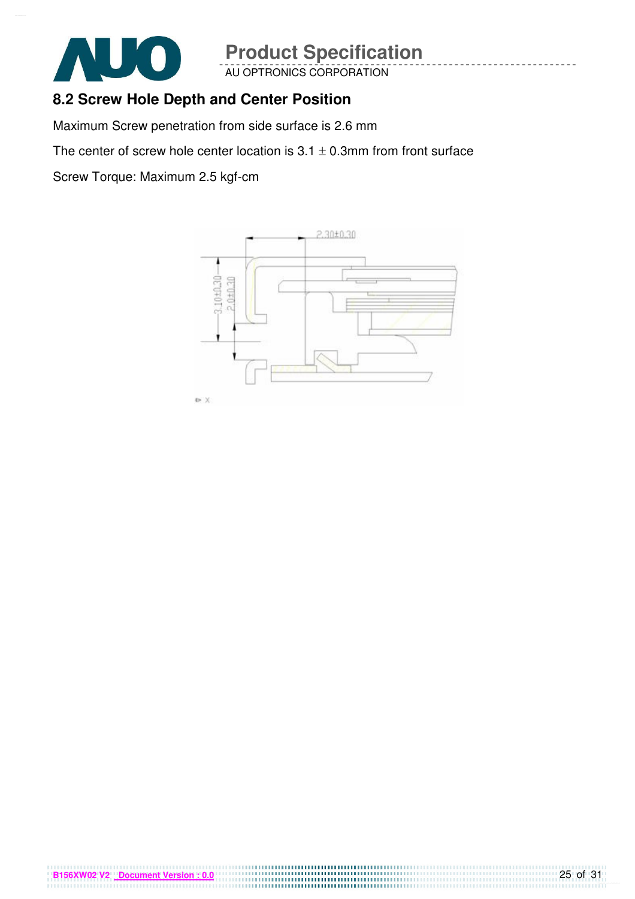## 8.2 Screw Hole Depth and Center Position

Maximum Screw penetration from side surface is 2.6 mm

The center of screw hole center location is 3.1 ± 0.3mm from front surface

Screw Torque: Maximum 2.5 kgf-cm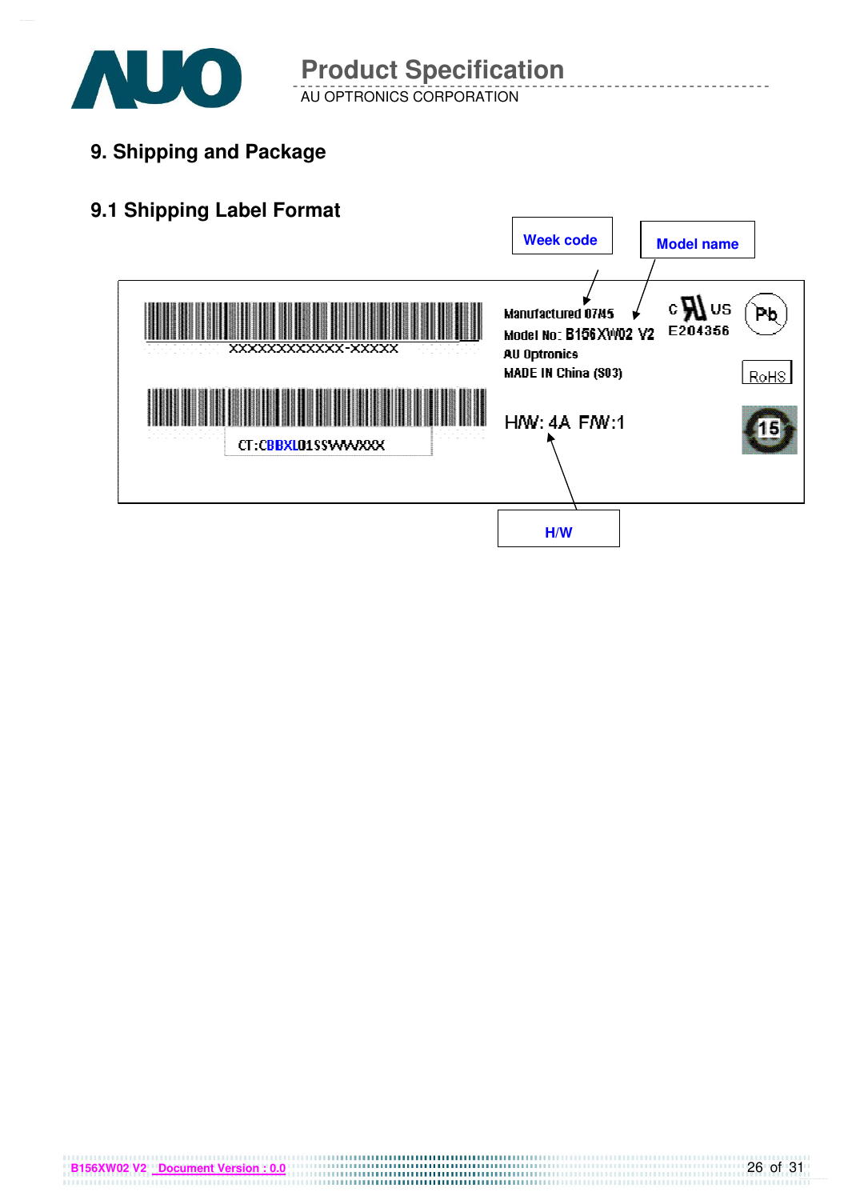## 9. Shipping and Package

### 9.1 Shipping Label Format

Week code

Model name

XXXXXXXXXXXX-XXXXX

Manufactured 07/45

Model No: B156XW02 V2

AU Optronics

MADE IN China (S03)

c UL us E204356

Pb

RoHS

15

CT:CBBXL01SSWWXXX

H/W: 4A F/W:1

H/W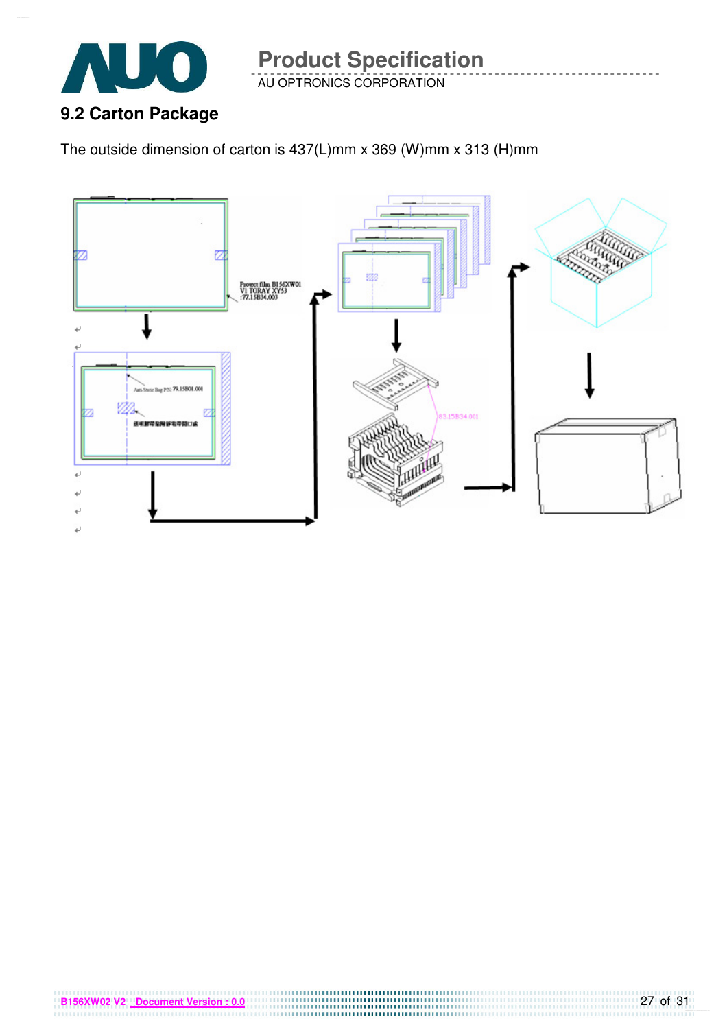## 9.2 Carton Package

The outside dimension of carton is 437(L)mm x 369 (W)mm x 313 (H)mm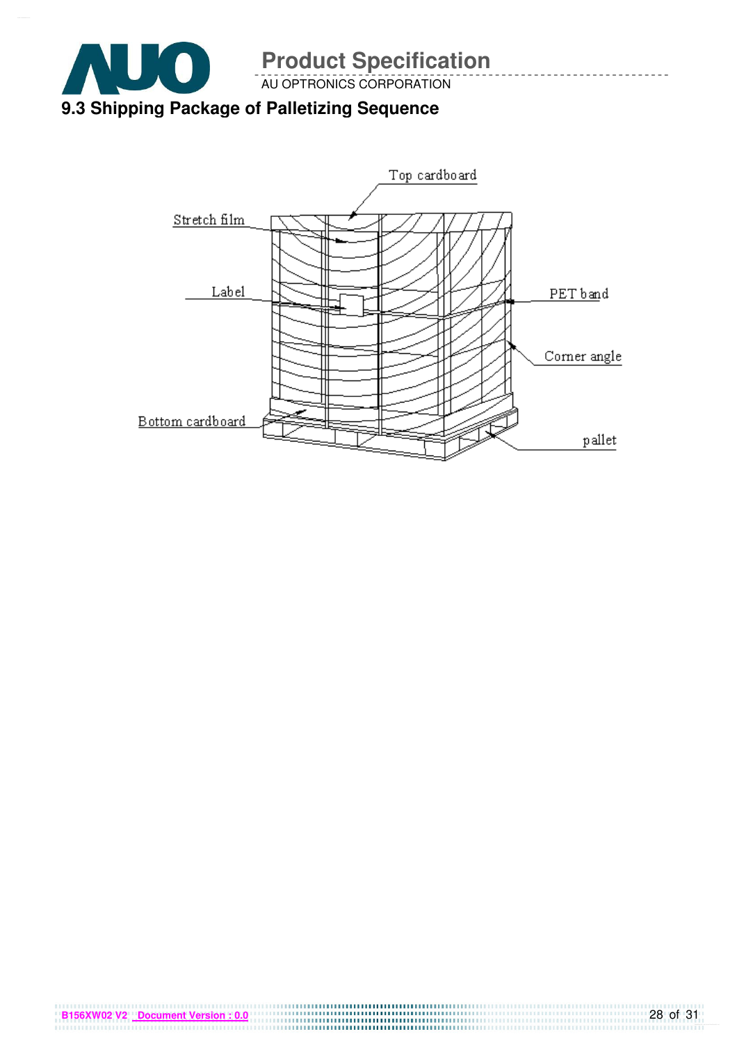## 9.3 Shipping Package of Palletizing Sequence

Top cardboard

Stretch film

Label

PET band

Corner angle

Bottom cardboard

pallet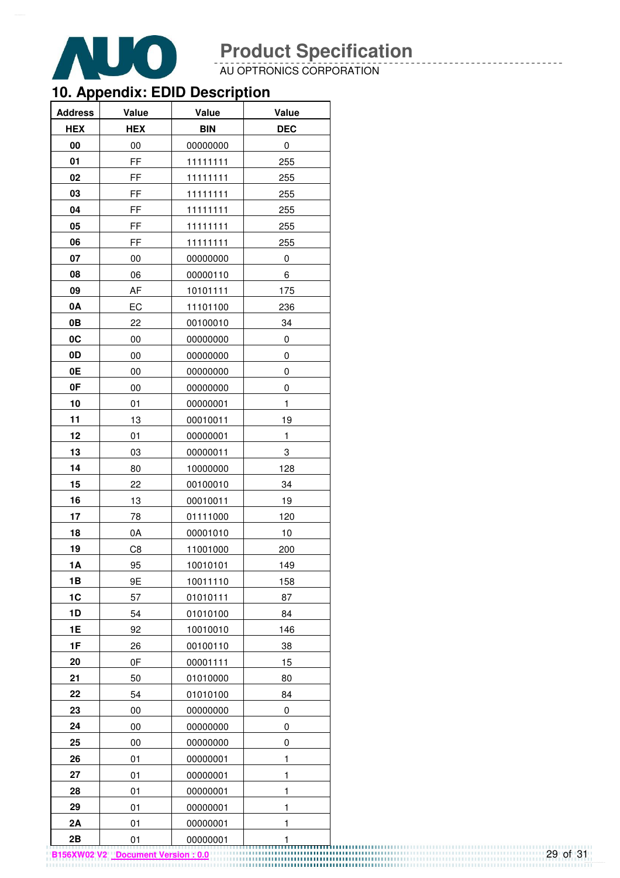## 10. Appendix: EDID Description

| Address | Value | Value | Value |
|---|---|---|---|
| HEX | HEX | BIN | DEC |
| 00 | 00 | 00000000 | 0 |
| 01 | FF | 11111111 | 255 |
| 02 | FF | 11111111 | 255 |
| 03 | FF | 11111111 | 255 |
| 04 | FF | 11111111 | 255 |
| 05 | FF | 11111111 | 255 |
| 06 | FF | 11111111 | 255 |
| 07 | 00 | 00000000 | 0 |
| 08 | 06 | 00000110 | 6 |
| 09 | AF | 10101111 | 175 |
| 0A | EC | 11101100 | 236 |
| 0B | 22 | 00100010 | 34 |
| 0C | 00 | 00000000 | 0 |
| 0D | 00 | 00000000 | 0 |
| 0E | 00 | 00000000 | 0 |
| 0F | 00 | 00000000 | 0 |
| 10 | 01 | 00000001 | 1 |
| 11 | 13 | 00010011 | 19 |
| 12 | 01 | 00000001 | 1 |
| 13 | 03 | 00000011 | 3 |
| 14 | 80 | 10000000 | 128 |
| 15 | 22 | 00100010 | 34 |
| 16 | 13 | 00010011 | 19 |
| 17 | 78 | 01111000 | 120 |
| 18 | 0A | 00001010 | 10 |
| 19 | C8 | 11001000 | 200 |
| 1A | 95 | 10010101 | 149 |
| 1B | 9E | 10011110 | 158 |
| 1C | 57 | 01010111 | 87 |
| 1D | 54 | 01010100 | 84 |
| 1E | 92 | 10010010 | 146 |
| 1F | 26 | 00100110 | 38 |
| 20 | 0F | 00001111 | 15 |
| 21 | 50 | 01010000 | 80 |
| 22 | 54 | 01010100 | 84 |
| 23 | 00 | 00000000 | 0 |
| 24 | 00 | 00000000 | 0 |
| 25 | 00 | 00000000 | 0 |
| 26 | 01 | 00000001 | 1 |
| 27 | 01 | 00000001 | 1 |
| 28 | 01 | 00000001 | 1 |
| 29 | 01 | 00000001 | 1 |
| 2A | 01 | 00000001 | 1 |
| 2B | 01 | 00000001 | 1 |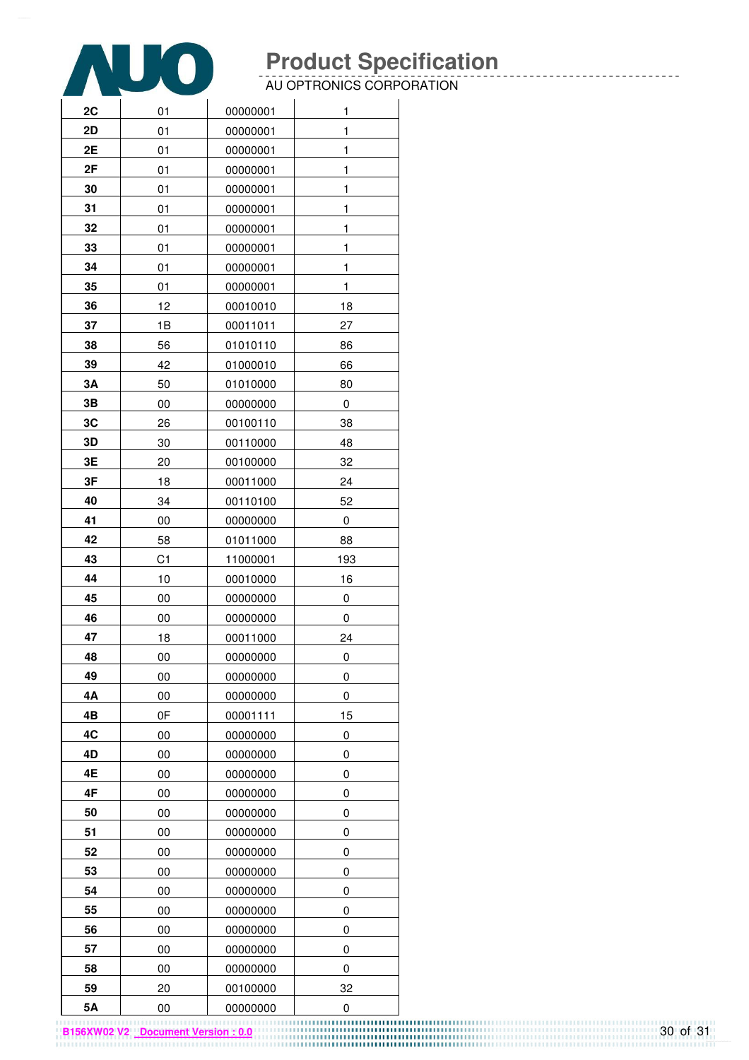| 2C | 01 | 00000001 | 1 |
|---|---|---|---|
| 2D | 01 | 00000001 | 1 |
| 2E | 01 | 00000001 | 1 |
| 2F | 01 | 00000001 | 1 |
| 30 | 01 | 00000001 | 1 |
| 31 | 01 | 00000001 | 1 |
| 32 | 01 | 00000001 | 1 |
| 33 | 01 | 00000001 | 1 |
| 34 | 01 | 00000001 | 1 |
| 35 | 01 | 00000001 | 1 |
| 36 | 12 | 00010010 | 18 |
| 37 | 1B | 00011011 | 27 |
| 38 | 56 | 01010110 | 86 |
| 39 | 42 | 01000010 | 66 |
| 3A | 50 | 01010000 | 80 |
| 3B | 00 | 00000000 | 0 |
| 3C | 26 | 00100110 | 38 |
| 3D | 30 | 00110000 | 48 |
| 3E | 20 | 00100000 | 32 |
| 3F | 18 | 00011000 | 24 |
| 40 | 34 | 00110100 | 52 |
| 41 | 00 | 00000000 | 0 |
| 42 | 58 | 01011000 | 88 |
| 43 | C1 | 11000001 | 193 |
| 44 | 10 | 00010000 | 16 |
| 45 | 00 | 00000000 | 0 |
| 46 | 00 | 00000000 | 0 |
| 47 | 18 | 00011000 | 24 |
| 48 | 00 | 00000000 | 0 |
| 49 | 00 | 00000000 | 0 |
| 4A | 00 | 00000000 | 0 |
| 4B | 0F | 00001111 | 15 |
| 4C | 00 | 00000000 | 0 |
| 4D | 00 | 00000000 | 0 |
| 4E | 00 | 00000000 | 0 |
| 4F | 00 | 00000000 | 0 |
| 50 | 00 | 00000000 | 0 |
| 51 | 00 | 00000000 | 0 |
| 52 | 00 | 00000000 | 0 |
| 53 | 00 | 00000000 | 0 |
| 54 | 00 | 00000000 | 0 |
| 55 | 00 | 00000000 | 0 |
| 56 | 00 | 00000000 | 0 |
| 57 | 00 | 00000000 | 0 |
| 58 | 00 | 00000000 | 0 |
| 59 | 20 | 00100000 | 32 |
| 5A | 00 | 00000000 | 0 |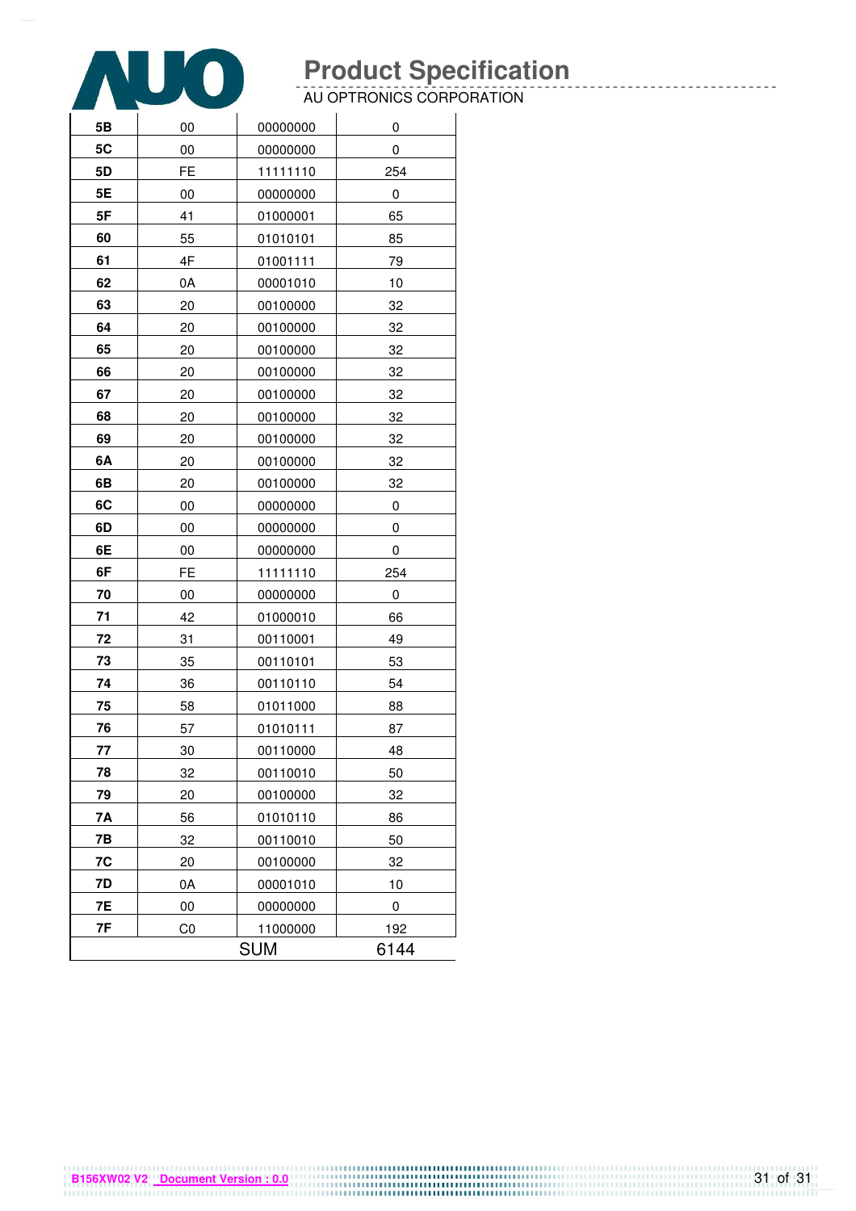| | | | |
|---|---|---|---|
| **5B** | 00 | 00000000 | 0 |
| **5C** | 00 | 00000000 | 0 |
| **5D** | FE | 11111110 | 254 |
| **5E** | 00 | 00000000 | 0 |
| **5F** | 41 | 01000001 | 65 |
| **60** | 55 | 01010101 | 85 |
| **61** | 4F | 01001111 | 79 |
| **62** | 0A | 00001010 | 10 |
| **63** | 20 | 00100000 | 32 |
| **64** | 20 | 00100000 | 32 |
| **65** | 20 | 00100000 | 32 |
| **66** | 20 | 00100000 | 32 |
| **67** | 20 | 00100000 | 32 |
| **68** | 20 | 00100000 | 32 |
| **69** | 20 | 00100000 | 32 |
| **6A** | 20 | 00100000 | 32 |
| **6B** | 20 | 00100000 | 32 |
| **6C** | 00 | 00000000 | 0 |
| **6D** | 00 | 00000000 | 0 |
| **6E** | 00 | 00000000 | 0 |
| **6F** | FE | 11111110 | 254 |
| **70** | 00 | 00000000 | 0 |
| **71** | 42 | 01000010 | 66 |
| **72** | 31 | 00110001 | 49 |
| **73** | 35 | 00110101 | 53 |
| **74** | 36 | 00110110 | 54 |
| **75** | 58 | 01011000 | 88 |
| **76** | 57 | 01010111 | 87 |
| **77** | 30 | 00110000 | 48 |
| **78** | 32 | 00110010 | 50 |
| **79** | 20 | 00100000 | 32 |
| **7A** | 56 | 01010110 | 86 |
| **7B** | 32 | 00110010 | 50 |
| **7C** | 20 | 00100000 | 32 |
| **7D** | 0A | 00001010 | 10 |
| **7E** | 00 | 00000000 | 0 |
| **7F** | C0 | 11000000 | 192 |
| | | SUM | 6144 |